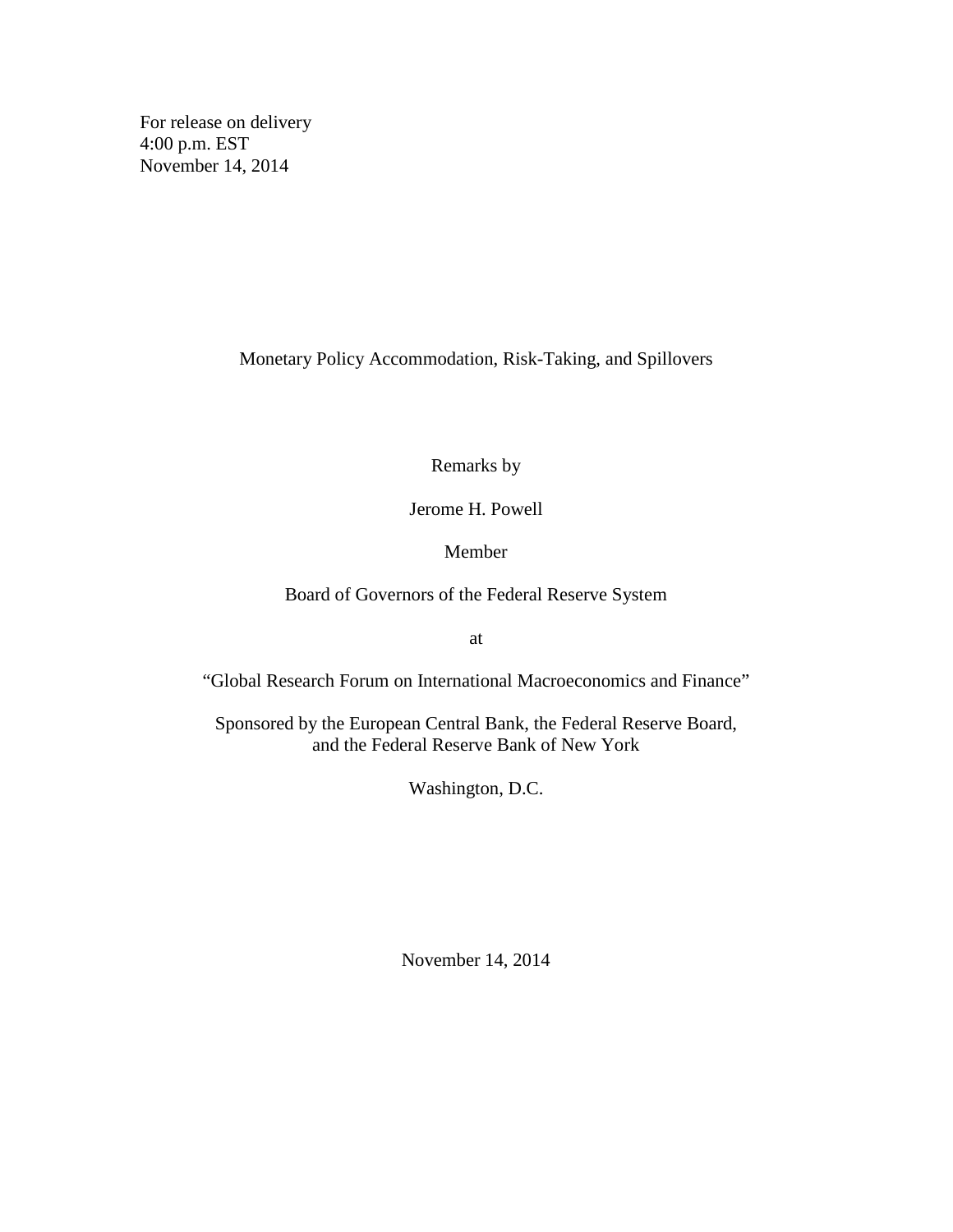For release on delivery
4:00 p.m. EST
November 14, 2014

# Monetary Policy Accommodation, Risk-Taking, and Spillovers

Remarks by

Jerome H. Powell

Member

Board of Governors of the Federal Reserve System

at

"Global Research Forum on International Macroeconomics and Finance"

Sponsored by the European Central Bank, the Federal Reserve Board,
and the Federal Reserve Bank of New York

Washington, D.C.

November 14, 2014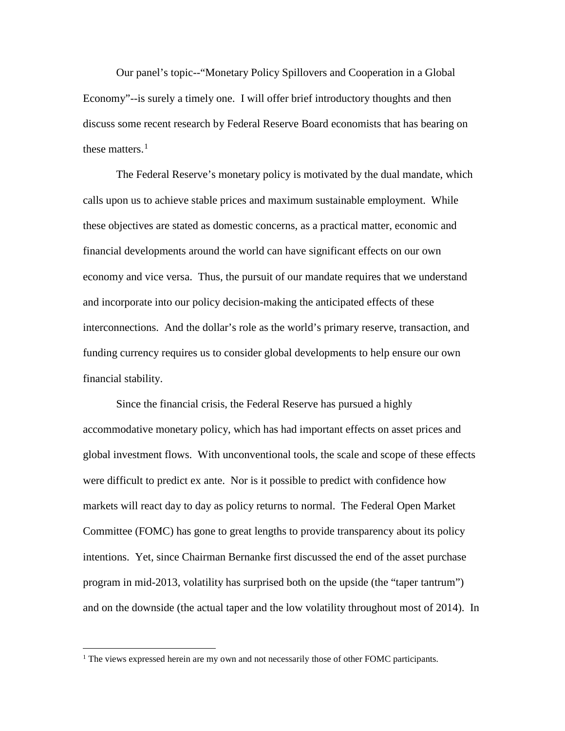Our panel's topic--"Monetary Policy Spillovers and Cooperation in a Global Economy"--is surely a timely one. I will offer brief introductory thoughts and then discuss some recent research by Federal Reserve Board economists that has bearing on these matters.[1]

The Federal Reserve's monetary policy is motivated by the dual mandate, which calls upon us to achieve stable prices and maximum sustainable employment. While these objectives are stated as domestic concerns, as a practical matter, economic and financial developments around the world can have significant effects on our own economy and vice versa. Thus, the pursuit of our mandate requires that we understand and incorporate into our policy decision-making the anticipated effects of these interconnections. And the dollar's role as the world's primary reserve, transaction, and funding currency requires us to consider global developments to help ensure our own financial stability.

Since the financial crisis, the Federal Reserve has pursued a highly accommodative monetary policy, which has had important effects on asset prices and global investment flows. With unconventional tools, the scale and scope of these effects were difficult to predict ex ante. Nor is it possible to predict with confidence how markets will react day to day as policy returns to normal. The Federal Open Market Committee (FOMC) has gone to great lengths to provide transparency about its policy intentions. Yet, since Chairman Bernanke first discussed the end of the asset purchase program in mid-2013, volatility has surprised both on the upside (the "taper tantrum") and on the downside (the actual taper and the low volatility throughout most of 2014). In

[1] The views expressed herein are my own and not necessarily those of other FOMC participants.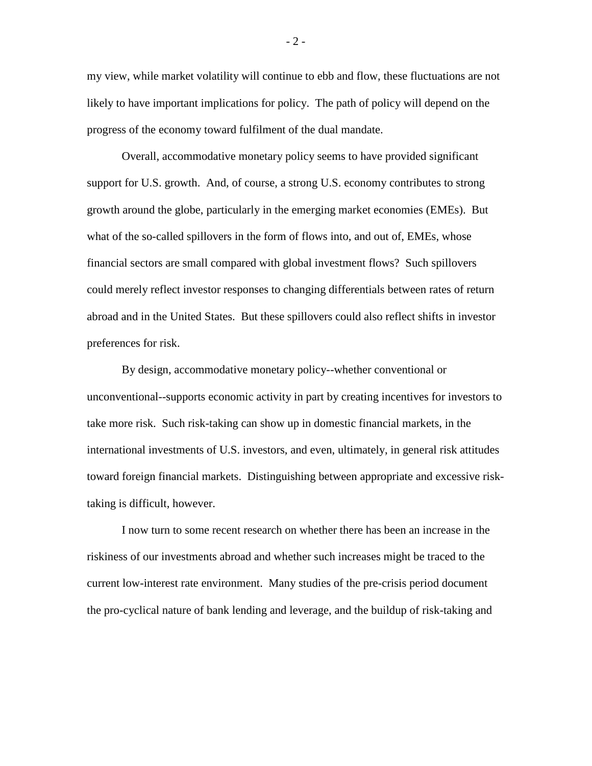my view, while market volatility will continue to ebb and flow, these fluctuations are not likely to have important implications for policy. The path of policy will depend on the progress of the economy toward fulfilment of the dual mandate.

Overall, accommodative monetary policy seems to have provided significant support for U.S. growth. And, of course, a strong U.S. economy contributes to strong growth around the globe, particularly in the emerging market economies (EMEs). But what of the so-called spillovers in the form of flows into, and out of, EMEs, whose financial sectors are small compared with global investment flows? Such spillovers could merely reflect investor responses to changing differentials between rates of return abroad and in the United States. But these spillovers could also reflect shifts in investor preferences for risk.

By design, accommodative monetary policy--whether conventional or unconventional--supports economic activity in part by creating incentives for investors to take more risk. Such risk-taking can show up in domestic financial markets, in the international investments of U.S. investors, and even, ultimately, in general risk attitudes toward foreign financial markets. Distinguishing between appropriate and excessive risk-taking is difficult, however.

I now turn to some recent research on whether there has been an increase in the riskiness of our investments abroad and whether such increases might be traced to the current low-interest rate environment. Many studies of the pre-crisis period document the pro-cyclical nature of bank lending and leverage, and the buildup of risk-taking and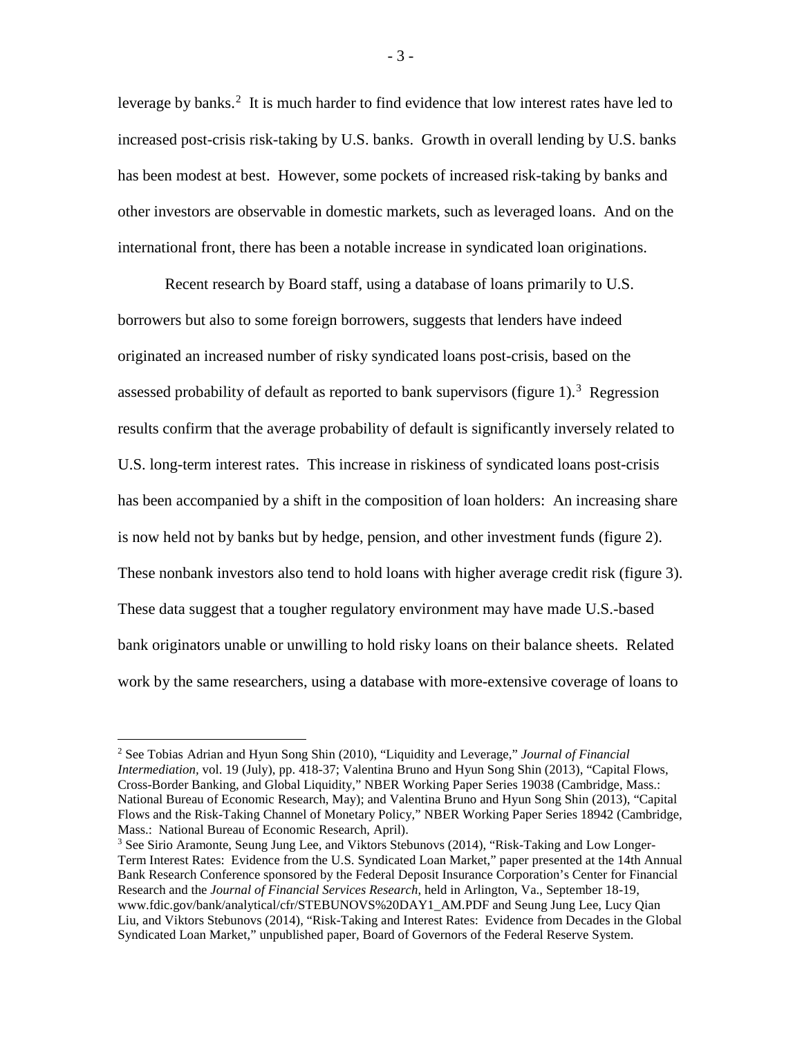leverage by banks.[2] It is much harder to find evidence that low interest rates have led to increased post-crisis risk-taking by U.S. banks. Growth in overall lending by U.S. banks has been modest at best. However, some pockets of increased risk-taking by banks and other investors are observable in domestic markets, such as leveraged loans. And on the international front, there has been a notable increase in syndicated loan originations.

Recent research by Board staff, using a database of loans primarily to U.S. borrowers but also to some foreign borrowers, suggests that lenders have indeed originated an increased number of risky syndicated loans post-crisis, based on the assessed probability of default as reported to bank supervisors (figure 1).[3] Regression results confirm that the average probability of default is significantly inversely related to U.S. long-term interest rates. This increase in riskiness of syndicated loans post-crisis has been accompanied by a shift in the composition of loan holders: An increasing share is now held not by banks but by hedge, pension, and other investment funds (figure 2). These nonbank investors also tend to hold loans with higher average credit risk (figure 3). These data suggest that a tougher regulatory environment may have made U.S.-based bank originators unable or unwilling to hold risky loans on their balance sheets. Related work by the same researchers, using a database with more-extensive coverage of loans to

---

[2] See Tobias Adrian and Hyun Song Shin (2010), "Liquidity and Leverage," *Journal of Financial Intermediation*, vol. 19 (July), pp. 418-37; Valentina Bruno and Hyun Song Shin (2013), "Capital Flows, Cross-Border Banking, and Global Liquidity," NBER Working Paper Series 19038 (Cambridge, Mass.: National Bureau of Economic Research, May); and Valentina Bruno and Hyun Song Shin (2013), "Capital Flows and the Risk-Taking Channel of Monetary Policy," NBER Working Paper Series 18942 (Cambridge, Mass.: National Bureau of Economic Research, April).

[3] See Sirio Aramonte, Seung Jung Lee, and Viktors Stebunovs (2014), "Risk-Taking and Low Longer-Term Interest Rates: Evidence from the U.S. Syndicated Loan Market," paper presented at the 14th Annual Bank Research Conference sponsored by the Federal Deposit Insurance Corporation's Center for Financial Research and the *Journal of Financial Services Research*, held in Arlington, Va., September 18-19, www.fdic.gov/bank/analytical/cfr/STEBUNOVS%20DAY1_AM.PDF and Seung Jung Lee, Lucy Qian Liu, and Viktors Stebunovs (2014), "Risk-Taking and Interest Rates: Evidence from Decades in the Global Syndicated Loan Market," unpublished paper, Board of Governors of the Federal Reserve System.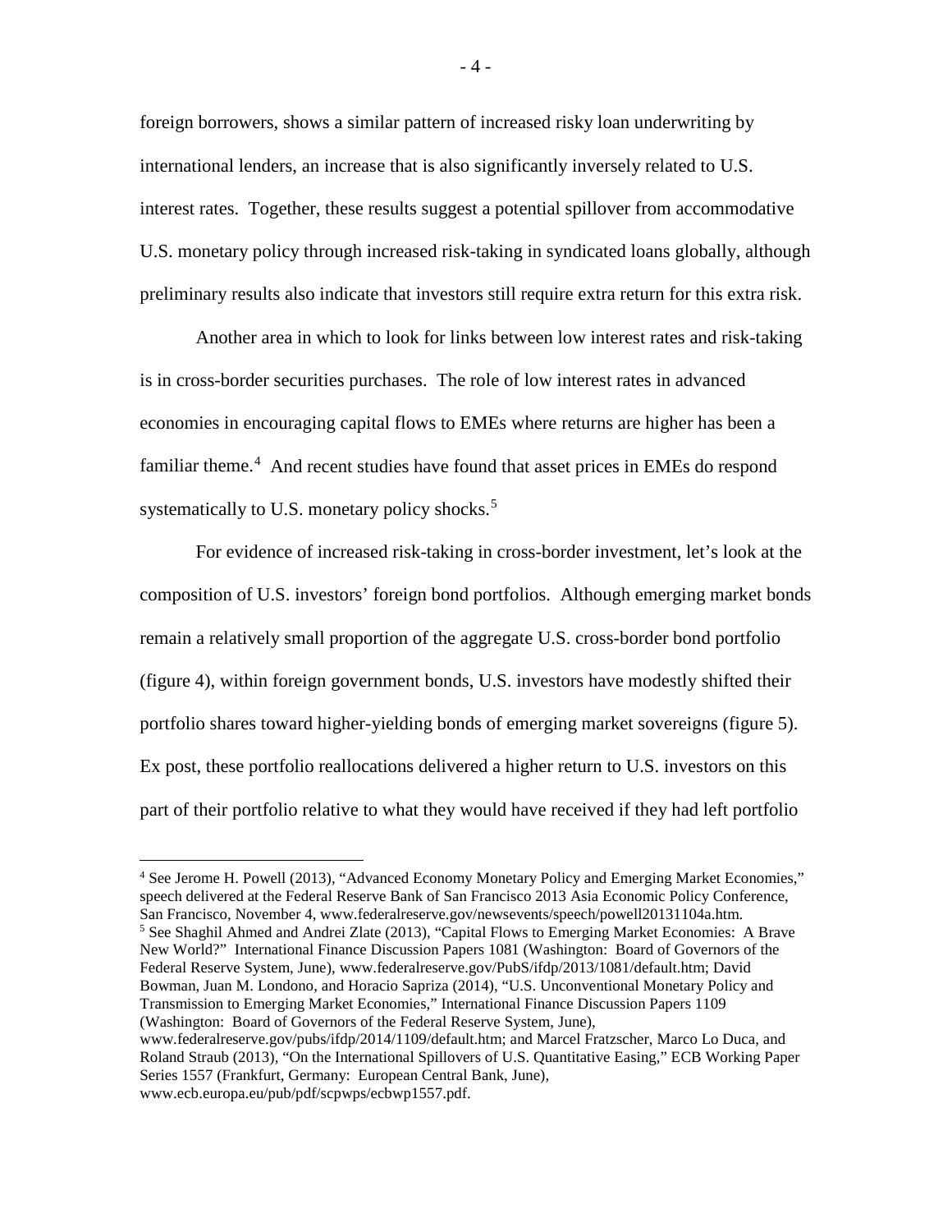foreign borrowers, shows a similar pattern of increased risky loan underwriting by international lenders, an increase that is also significantly inversely related to U.S. interest rates. Together, these results suggest a potential spillover from accommodative U.S. monetary policy through increased risk-taking in syndicated loans globally, although preliminary results also indicate that investors still require extra return for this extra risk.

Another area in which to look for links between low interest rates and risk-taking is in cross-border securities purchases. The role of low interest rates in advanced economies in encouraging capital flows to EMEs where returns are higher has been a familiar theme.[4] And recent studies have found that asset prices in EMEs do respond systematically to U.S. monetary policy shocks.[5]

For evidence of increased risk-taking in cross-border investment, let's look at the composition of U.S. investors' foreign bond portfolios. Although emerging market bonds remain a relatively small proportion of the aggregate U.S. cross-border bond portfolio (figure 4), within foreign government bonds, U.S. investors have modestly shifted their portfolio shares toward higher-yielding bonds of emerging market sovereigns (figure 5). Ex post, these portfolio reallocations delivered a higher return to U.S. investors on this part of their portfolio relative to what they would have received if they had left portfolio

---

[4] See Jerome H. Powell (2013), "Advanced Economy Monetary Policy and Emerging Market Economies," speech delivered at the Federal Reserve Bank of San Francisco 2013 Asia Economic Policy Conference, San Francisco, November 4, www.federalreserve.gov/newsevents/speech/powell20131104a.htm.

[5] See Shaghil Ahmed and Andrei Zlate (2013), "Capital Flows to Emerging Market Economies: A Brave New World?" International Finance Discussion Papers 1081 (Washington: Board of Governors of the Federal Reserve System, June), www.federalreserve.gov/PubS/ifdp/2013/1081/default.htm; David Bowman, Juan M. Londono, and Horacio Sapriza (2014), "U.S. Unconventional Monetary Policy and Transmission to Emerging Market Economies," International Finance Discussion Papers 1109 (Washington: Board of Governors of the Federal Reserve System, June), www.federalreserve.gov/pubs/ifdp/2014/1109/default.htm; and Marcel Fratzscher, Marco Lo Duca, and Roland Straub (2013), "On the International Spillovers of U.S. Quantitative Easing," ECB Working Paper Series 1557 (Frankfurt, Germany: European Central Bank, June), www.ecb.europa.eu/pub/pdf/scpwps/ecbwp1557.pdf.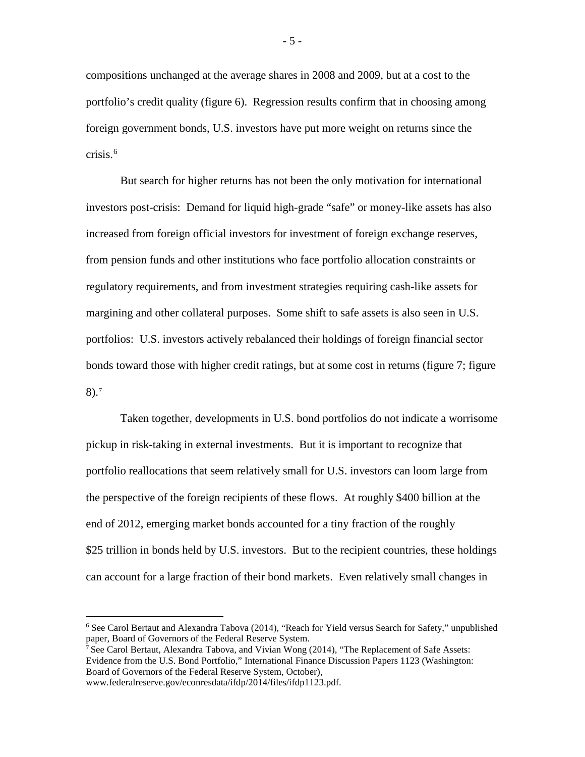compositions unchanged at the average shares in 2008 and 2009, but at a cost to the portfolio's credit quality (figure 6). Regression results confirm that in choosing among foreign government bonds, U.S. investors have put more weight on returns since the crisis.[6]

But search for higher returns has not been the only motivation for international investors post-crisis: Demand for liquid high-grade "safe" or money-like assets has also increased from foreign official investors for investment of foreign exchange reserves, from pension funds and other institutions who face portfolio allocation constraints or regulatory requirements, and from investment strategies requiring cash-like assets for margining and other collateral purposes. Some shift to safe assets is also seen in U.S. portfolios: U.S. investors actively rebalanced their holdings of foreign financial sector bonds toward those with higher credit ratings, but at some cost in returns (figure 7; figure 8).[7]

Taken together, developments in U.S. bond portfolios do not indicate a worrisome pickup in risk-taking in external investments. But it is important to recognize that portfolio reallocations that seem relatively small for U.S. investors can loom large from the perspective of the foreign recipients of these flows. At roughly $400 billion at the end of 2012, emerging market bonds accounted for a tiny fraction of the roughly $25 trillion in bonds held by U.S. investors. But to the recipient countries, these holdings can account for a large fraction of their bond markets. Even relatively small changes in

---

[6] See Carol Bertaut and Alexandra Tabova (2014), "Reach for Yield versus Search for Safety," unpublished paper, Board of Governors of the Federal Reserve System.

[7] See Carol Bertaut, Alexandra Tabova, and Vivian Wong (2014), "The Replacement of Safe Assets: Evidence from the U.S. Bond Portfolio," International Finance Discussion Papers 1123 (Washington: Board of Governors of the Federal Reserve System, October), www.federalreserve.gov/econresdata/ifdp/2014/files/ifdp1123.pdf.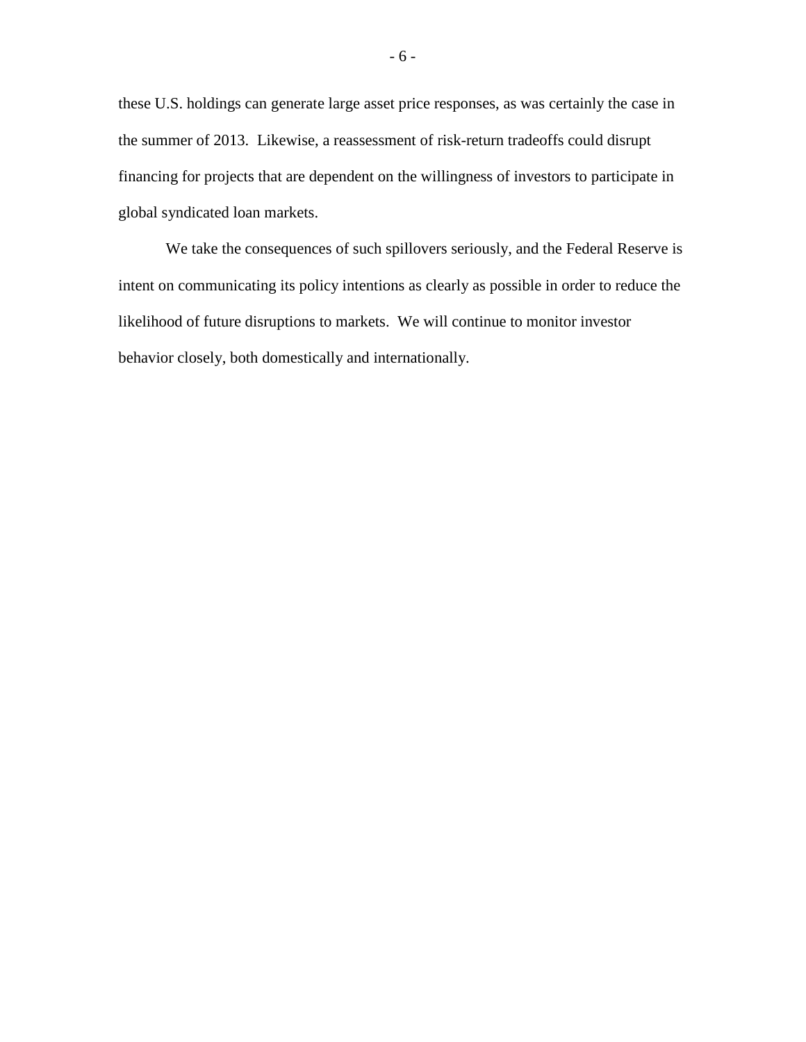these U.S. holdings can generate large asset price responses, as was certainly the case in the summer of 2013. Likewise, a reassessment of risk-return tradeoffs could disrupt financing for projects that are dependent on the willingness of investors to participate in global syndicated loan markets.

We take the consequences of such spillovers seriously, and the Federal Reserve is intent on communicating its policy intentions as clearly as possible in order to reduce the likelihood of future disruptions to markets. We will continue to monitor investor behavior closely, both domestically and internationally.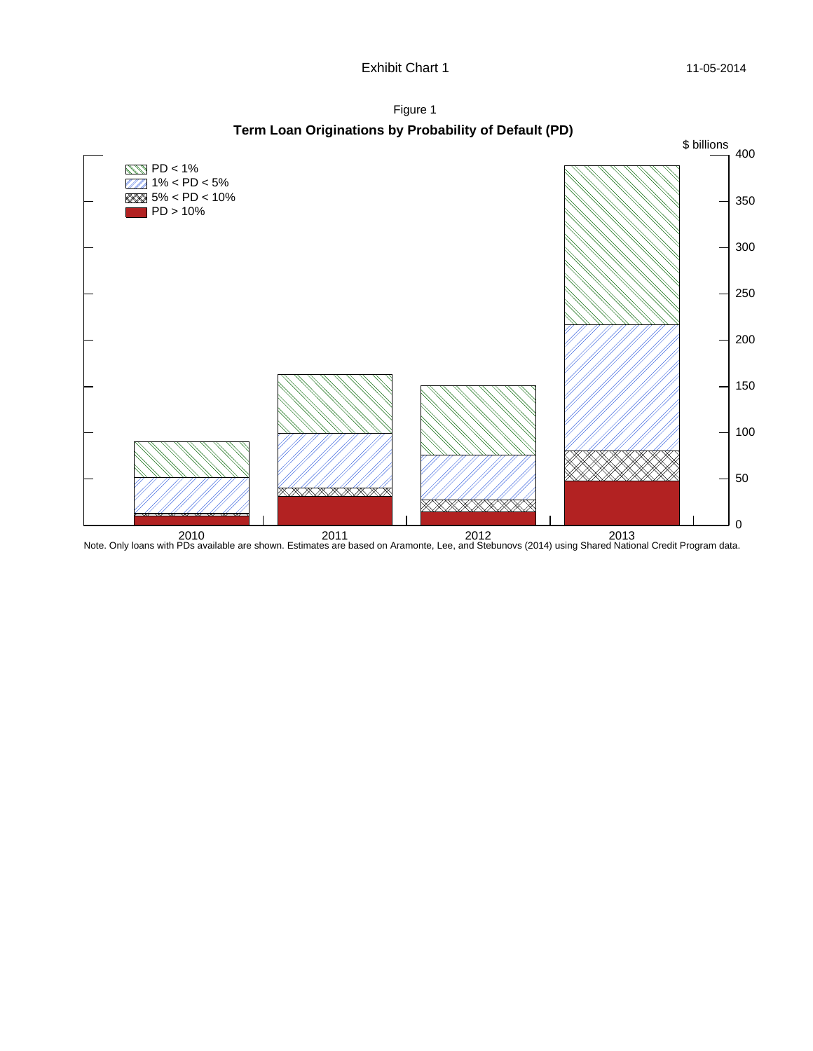Exhibit Chart 1

Figure 1

**Term Loan Originations by Probability of Default (PD)**

Note. Only loans with PDs available are shown. Estimates are based on Aramonte, Lee, and Stebunovs (2014) using Shared National Credit Program data.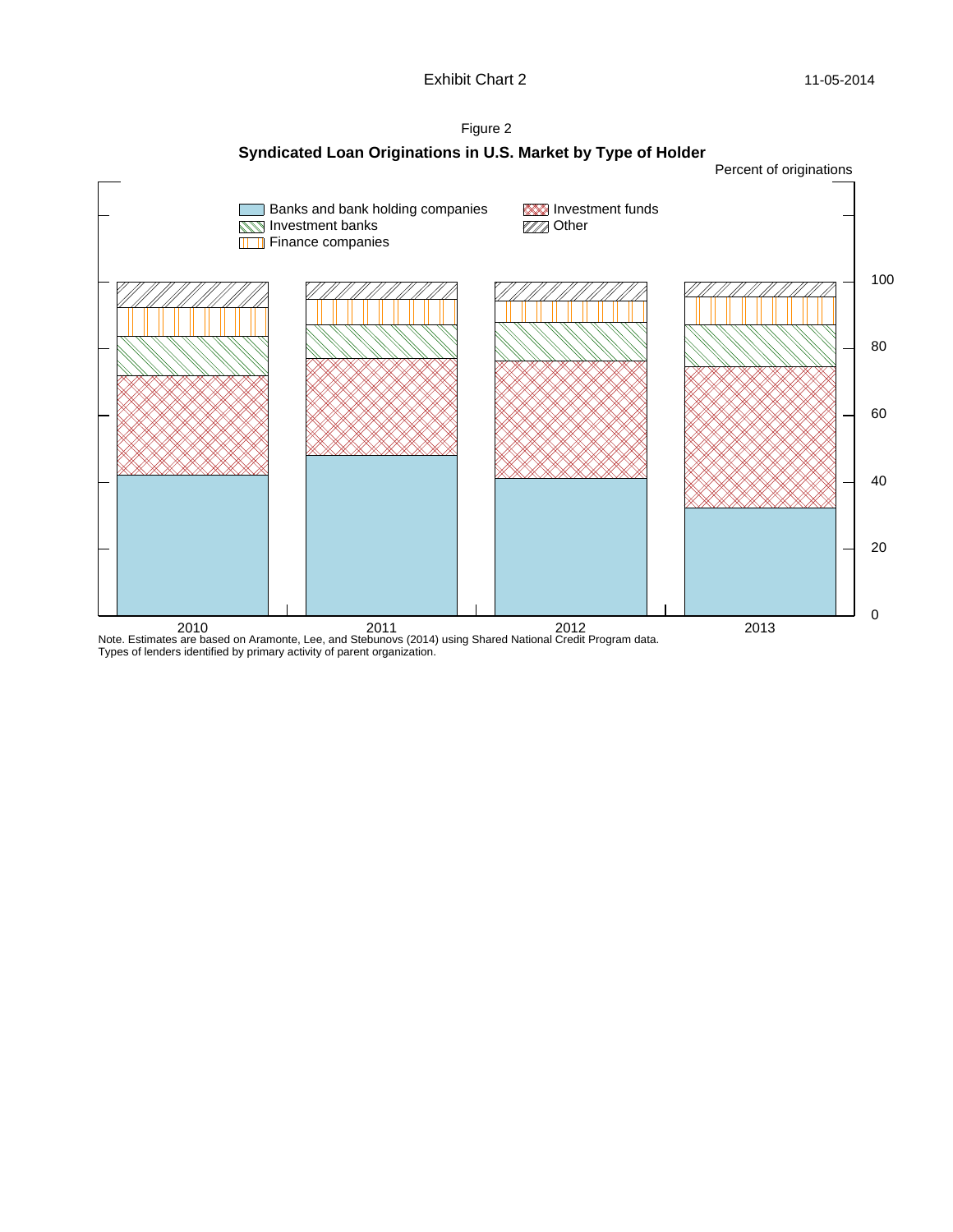Exhibit Chart 2

Figure 2

**Syndicated Loan Originations in U.S. Market by Type of Holder**

Percent of originations

Banks and bank holding companies
Investment banks
Finance companies
Investment funds
Other

100
80
60
40
20
0

2010 2011 2012 2013

Note. Estimates are based on Aramonte, Lee, and Stebunovs (2014) using Shared National Credit Program data.
Types of lenders identified by primary activity of parent organization.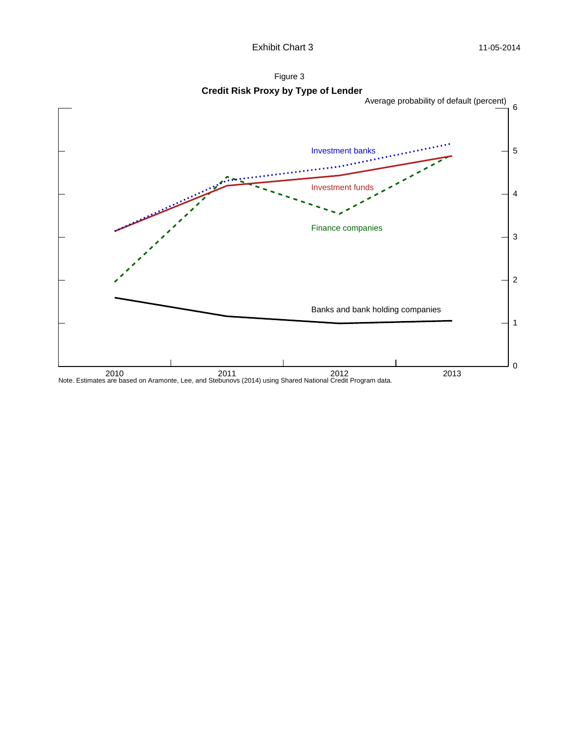Exhibit Chart 3

Figure 3

**Credit Risk Proxy by Type of Lender**

Average probability of default (percent)

Investment banks

Investment funds

Finance companies

Banks and bank holding companies

2010 2011 2012 2013

Note. Estimates are based on Aramonte, Lee, and Stebunovs (2014) using Shared National Credit Program data.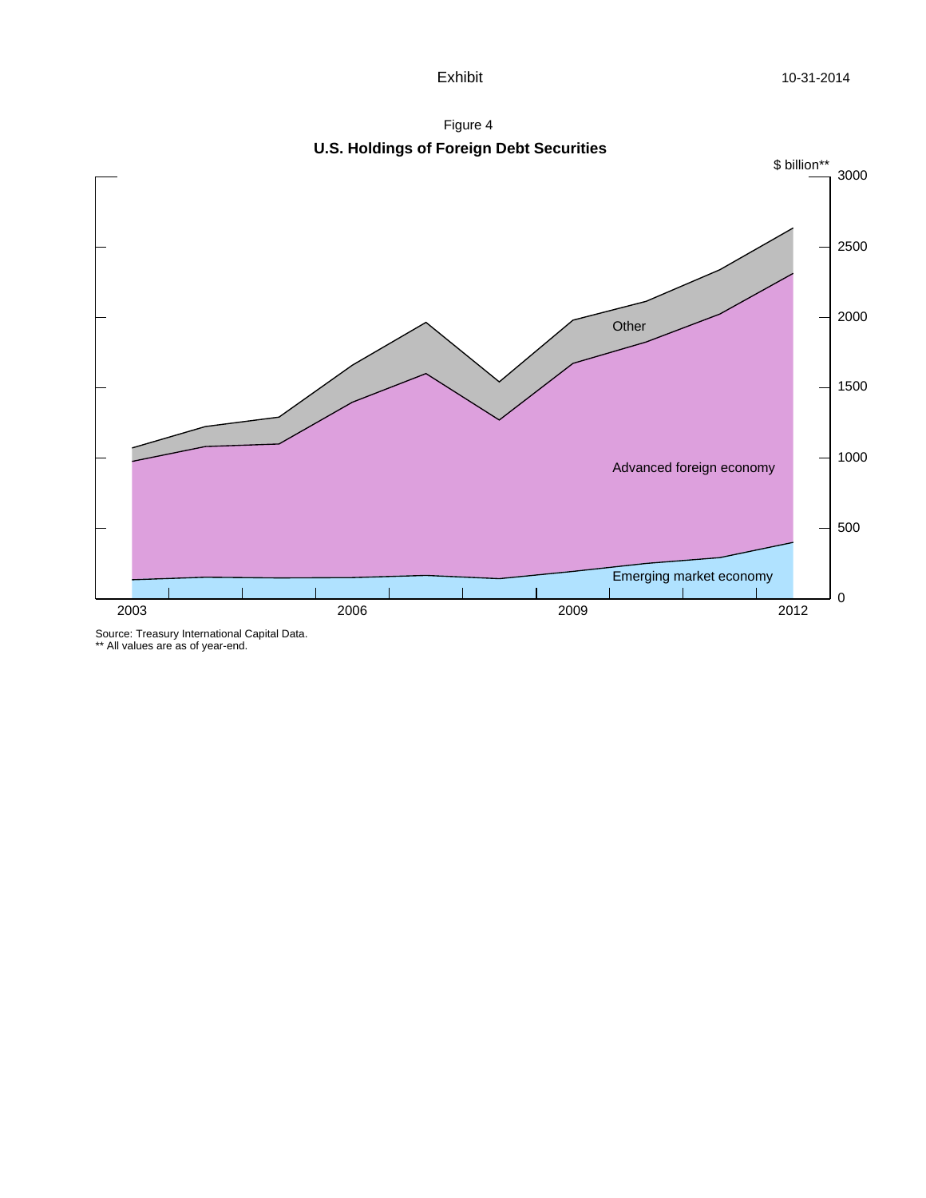Exhibit

Figure 4

**U.S. Holdings of Foreign Debt Securities**

$ billion**

Other

Advanced foreign economy

Emerging market economy

Source: Treasury International Capital Data.
** All values are as of year-end.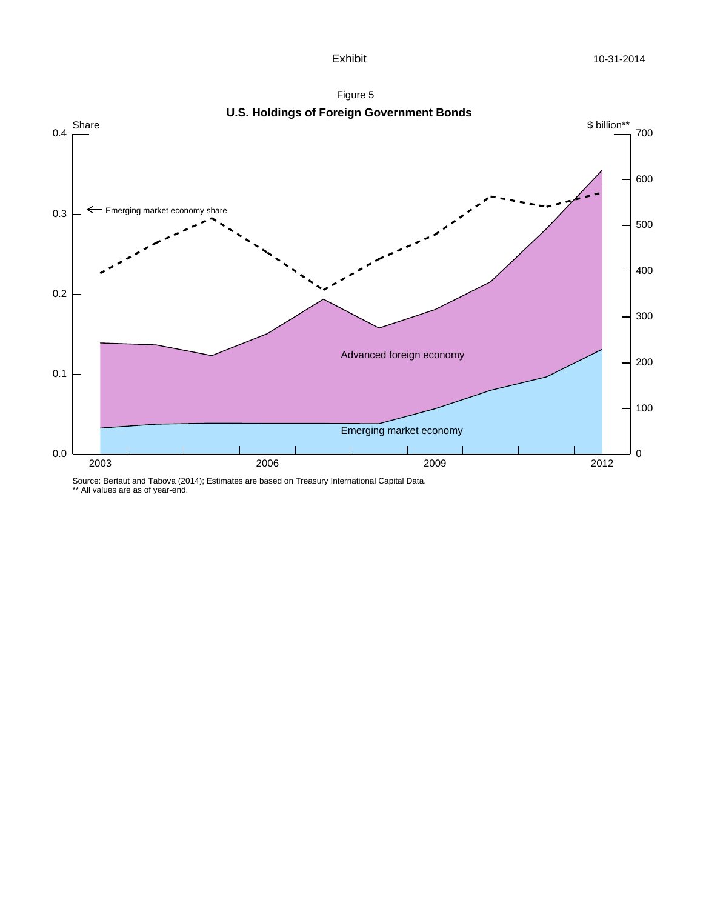Exhibit

Figure 5

**U.S. Holdings of Foreign Government Bonds**

Share | $ billion**

← Emerging market economy share

Advanced foreign economy

Emerging market economy

Source: Bertaut and Tabova (2014); Estimates are based on Treasury International Capital Data.
** All values are as of year-end.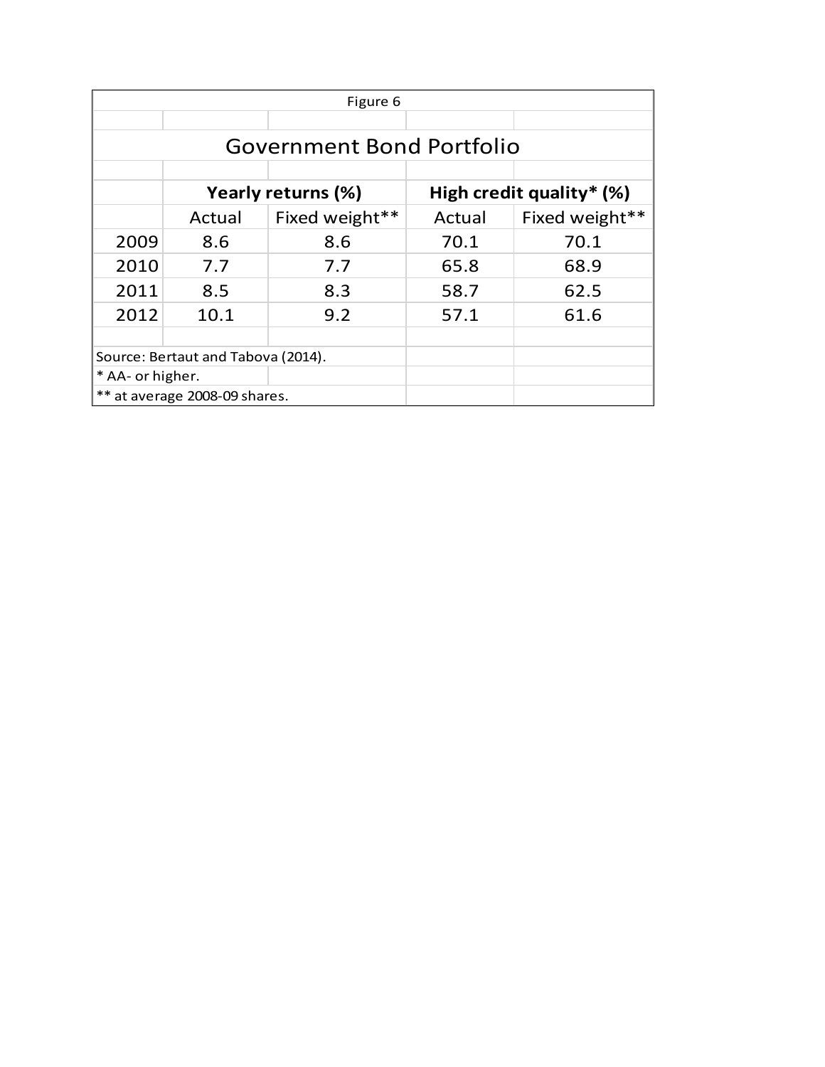Figure 6

## Government Bond Portfolio

| | **Yearly returns (%)** | | **High credit quality* (%)** | |
|---|---|---|---|---|
| | Actual | Fixed weight** | Actual | Fixed weight** |
| 2009 | 8.6 | 8.6 | 70.1 | 70.1 |
| 2010 | 7.7 | 7.7 | 65.8 | 68.9 |
| 2011 | 8.5 | 8.3 | 58.7 | 62.5 |
| 2012 | 10.1 | 9.2 | 57.1 | 61.6 |

Source: Bertaut and Tabova (2014).

* AA- or higher.

** at average 2008-09 shares.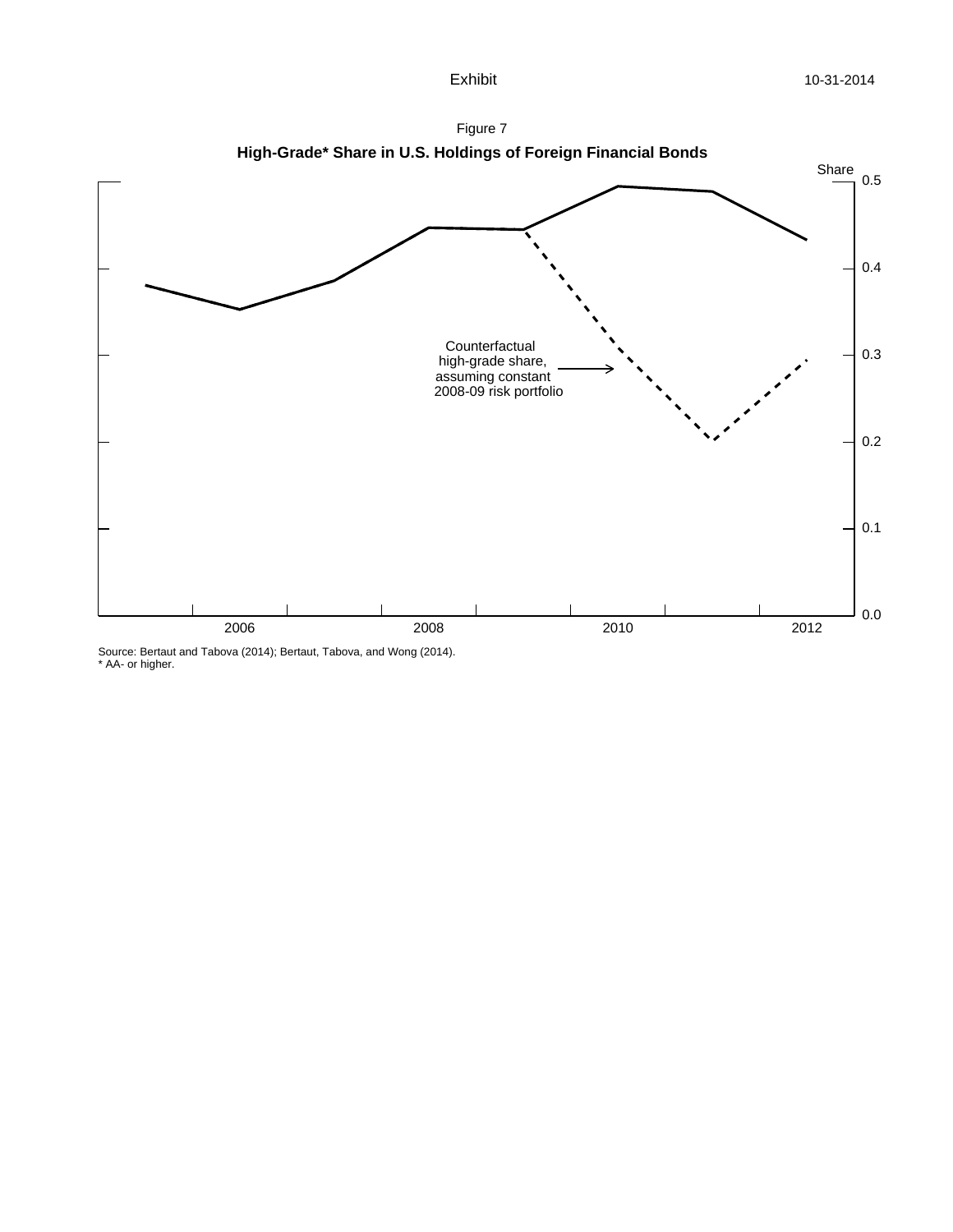Exhibit

Figure 7

**High-Grade* Share in U.S. Holdings of Foreign Financial Bonds**

Share

0.5

0.4

0.3

0.2

0.1

0.0

2006 2008 2010 2012

Counterfactual high-grade share, assuming constant 2008-09 risk portfolio

Source: Bertaut and Tabova (2014); Bertaut, Tabova, and Wong (2014).
* AA- or higher.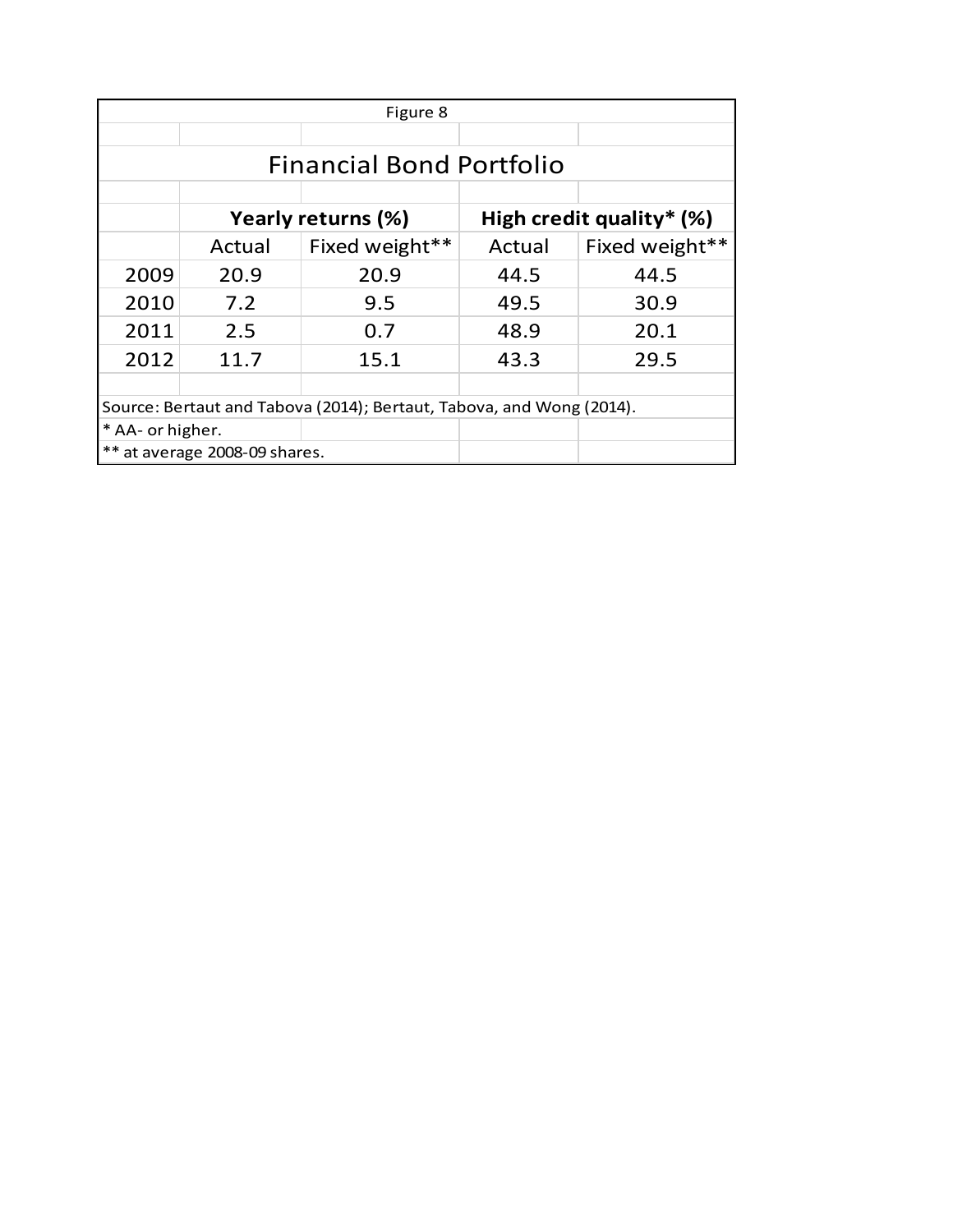Figure 8

## Financial Bond Portfolio

| | Yearly returns (%) | | High credit quality* (%) | |
|---|---|---|---|---|
| | Actual | Fixed weight** | Actual | Fixed weight** |
| 2009 | 20.9 | 20.9 | 44.5 | 44.5 |
| 2010 | 7.2 | 9.5 | 49.5 | 30.9 |
| 2011 | 2.5 | 0.7 | 48.9 | 20.1 |
| 2012 | 11.7 | 15.1 | 43.3 | 29.5 |

Source: Bertaut and Tabova (2014); Bertaut, Tabova, and Wong (2014).

* AA- or higher.

** at average 2008-09 shares.